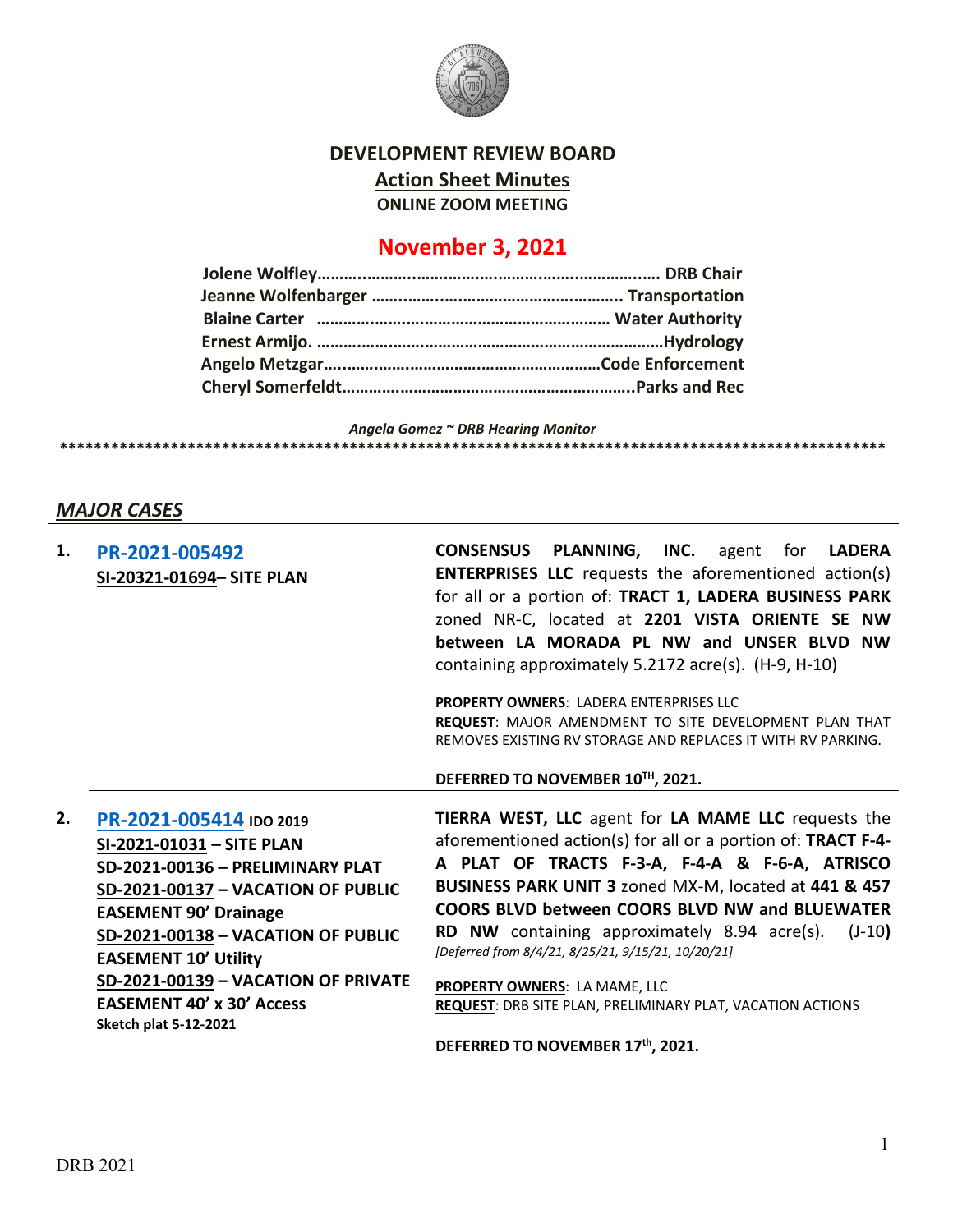# DEVELOPMENT REVIEW BOARD

## Action Sheet Minutes

**ONLINE ZOOM MEETING**

## November 3, 2021

**Jolene Wolfley………………………………………………………… DRB Chair**
**Jeanne Wolfenbarger …………………………………………….. Transportation**
**Blaine Carter ………………………………………………………… Water Authority**
**Ernest Armijo. …………………………………………………………………Hydrology**
**Angelo Metzgar……………………………………………………Code Enforcement**
**Cheryl Somerfeldt……………………………………………………….Parks and Rec**

*Angela Gomez ~ DRB Hearing Monitor*

****************************************************************************************************

## *MAJOR CASES*

| | | |
|---|---|---|
| **1.** | **PR-2021-005492**<br>**SI-20321-01694– SITE PLAN** | **CONSENSUS PLANNING, INC.** agent for **LADERA ENTERPRISES LLC** requests the aforementioned action(s) for all or a portion of: **TRACT 1, LADERA BUSINESS PARK** zoned NR-C, located at **2201 VISTA ORIENTE SE NW between LA MORADA PL NW and UNSER BLVD NW** containing approximately 5.2172 acre(s). (H-9, H-10)<br><br>**PROPERTY OWNERS**: LADERA ENTERPRISES LLC<br>**REQUEST**: MAJOR AMENDMENT TO SITE DEVELOPMENT PLAN THAT REMOVES EXISTING RV STORAGE AND REPLACES IT WITH RV PARKING.<br><br>**DEFERRED TO NOVEMBER 10TH, 2021.** |
| **2.** | **PR-2021-005414 IDO 2019**<br>**SI-2021-01031 – SITE PLAN**<br>**SD-2021-00136 – PRELIMINARY PLAT**<br>**SD-2021-00137 – VACATION OF PUBLIC EASEMENT 90' Drainage**<br>**SD-2021-00138 – VACATION OF PUBLIC EASEMENT 10' Utility**<br>**SD-2021-00139 – VACATION OF PRIVATE EASEMENT 40' x 30' Access**<br>**Sketch plat 5-12-2021** | **TIERRA WEST, LLC** agent for **LA MAME LLC** requests the aforementioned action(s) for all or a portion of: **TRACT F-4-A PLAT OF TRACTS F-3-A, F-4-A & F-6-A, ATRISCO BUSINESS PARK UNIT 3** zoned MX-M, located at **441 & 457 COORS BLVD between COORS BLVD NW and BLUEWATER RD NW** containing approximately 8.94 acre(s). (J-10)<br>*[Deferred from 8/4/21, 8/25/21, 9/15/21, 10/20/21]*<br><br>**PROPERTY OWNERS**: LA MAME, LLC<br>**REQUEST**: DRB SITE PLAN, PRELIMINARY PLAT, VACATION ACTIONS<br><br>**DEFERRED TO NOVEMBER 17th, 2021.** |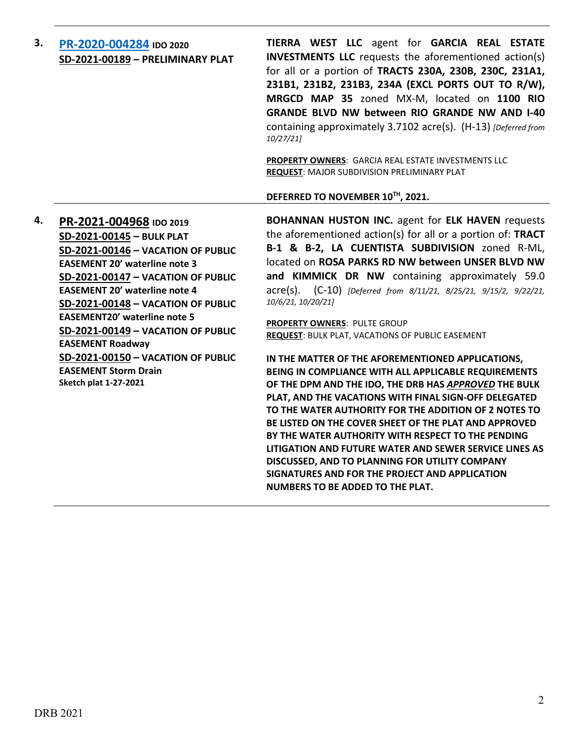3. **PR-2020-004284** **IDO 2020**
**SD-2021-00189 – PRELIMINARY PLAT**

**TIERRA WEST LLC** agent for **GARCIA REAL ESTATE INVESTMENTS LLC** requests the aforementioned action(s) for all or a portion of **TRACTS 230A, 230B, 230C, 231A1, 231B1, 231B2, 231B3, 234A (EXCL PORTS OUT TO R/W), MRGCD MAP 35** zoned MX-M, located on **1100 RIO GRANDE BLVD NW between RIO GRANDE NW AND I-40** containing approximately 3.7102 acre(s). (H-13) *[Deferred from 10/27/21]*

**PROPERTY OWNERS**: GARCIA REAL ESTATE INVESTMENTS LLC
**REQUEST**: MAJOR SUBDIVISION PRELIMINARY PLAT

**DEFERRED TO NOVEMBER 10TH, 2021.**

---

4. **PR-2021-004968** **IDO 2019**
**SD-2021-00145 – BULK PLAT**
**SD-2021-00146 – VACATION OF PUBLIC EASEMENT 20' waterline note 3**
**SD-2021-00147 – VACATION OF PUBLIC EASEMENT 20' waterline note 4**
**SD-2021-00148 – VACATION OF PUBLIC EASEMENT20' waterline note 5**
**SD-2021-00149 – VACATION OF PUBLIC EASEMENT Roadway**
**SD-2021-00150 – VACATION OF PUBLIC EASEMENT Storm Drain**
**Sketch plat 1-27-2021**

**BOHANNAN HUSTON INC.** agent for **ELK HAVEN** requests the aforementioned action(s) for all or a portion of: **TRACT B-1 & B-2, LA CUENTISTA SUBDIVISION** zoned R-ML, located on **ROSA PARKS RD NW between UNSER BLVD NW and KIMMICK DR NW** containing approximately 59.0 acre(s). (C-10) *[Deferred from 8/11/21, 8/25/21, 9/15/2, 9/22/21, 10/6/21, 10/20/21]*

**PROPERTY OWNERS**: PULTE GROUP
**REQUEST**: BULK PLAT, VACATIONS OF PUBLIC EASEMENT

**IN THE MATTER OF THE AFOREMENTIONED APPLICATIONS, BEING IN COMPLIANCE WITH ALL APPLICABLE REQUIREMENTS OF THE DPM AND THE IDO, THE DRB HAS *APPROVED* THE BULK PLAT, AND THE VACATIONS WITH FINAL SIGN-OFF DELEGATED TO THE WATER AUTHORITY FOR THE ADDITION OF 2 NOTES TO BE LISTED ON THE COVER SHEET OF THE PLAT AND APPROVED BY THE WATER AUTHORITY WITH RESPECT TO THE PENDING LITIGATION AND FUTURE WATER AND SEWER SERVICE LINES AS DISCUSSED, AND TO PLANNING FOR UTILITY COMPANY SIGNATURES AND FOR THE PROJECT AND APPLICATION NUMBERS TO BE ADDED TO THE PLAT.**

---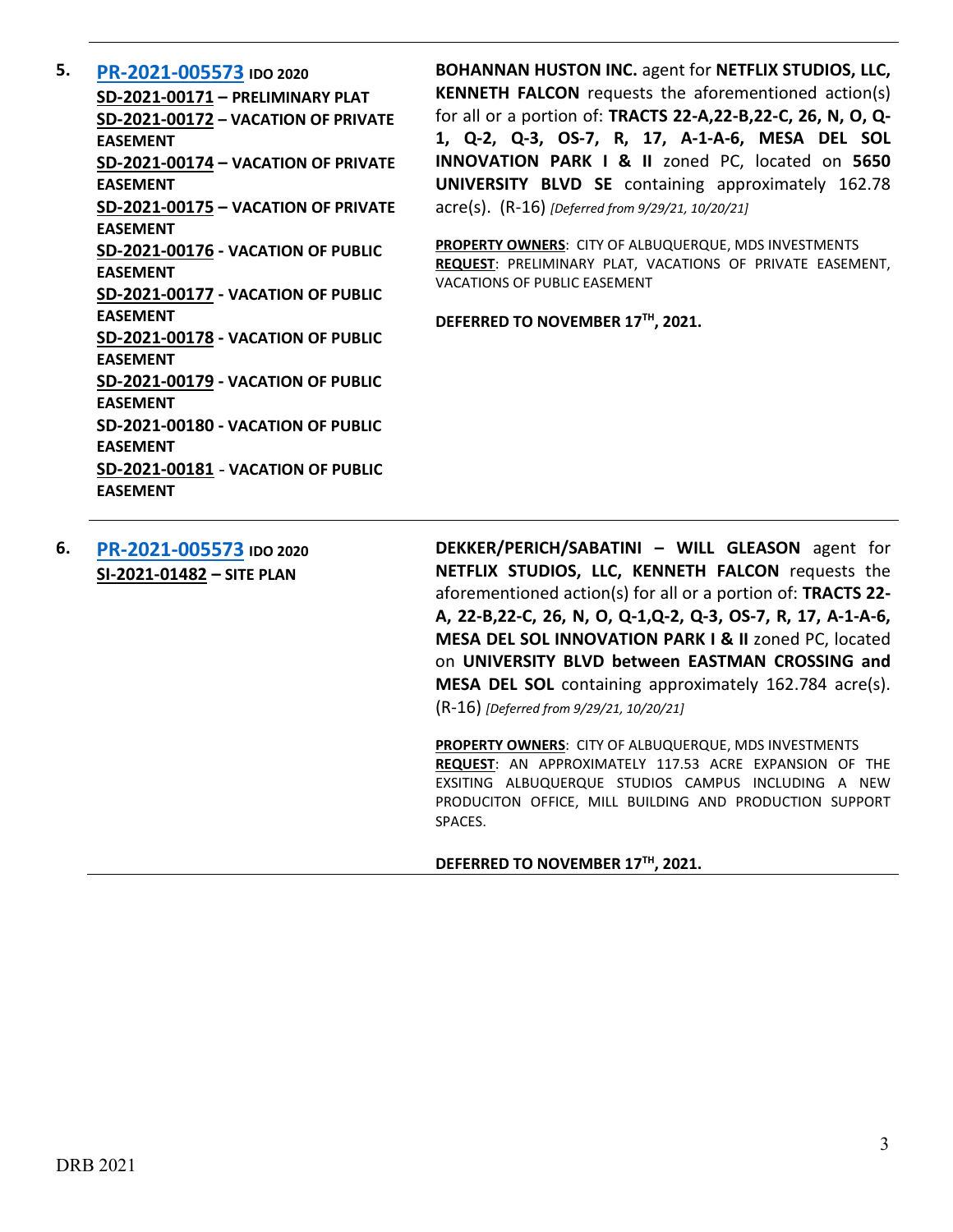**5.** **PR-2021-005573** **IDO 2020**
**SD-2021-00171 – PRELIMINARY PLAT**
**SD-2021-00172 – VACATION OF PRIVATE EASEMENT**
**SD-2021-00174 – VACATION OF PRIVATE EASEMENT**
**SD-2021-00175 – VACATION OF PRIVATE EASEMENT**
**SD-2021-00176 - VACATION OF PUBLIC EASEMENT**
**SD-2021-00177 - VACATION OF PUBLIC EASEMENT**
**SD-2021-00178 - VACATION OF PUBLIC EASEMENT**
**SD-2021-00179 - VACATION OF PUBLIC EASEMENT**
**SD-2021-00180 - VACATION OF PUBLIC EASEMENT**
**SD-2021-00181 - VACATION OF PUBLIC EASEMENT**

**BOHANNAN HUSTON INC.** agent for **NETFLIX STUDIOS, LLC, KENNETH FALCON** requests the aforementioned action(s) for all or a portion of: **TRACTS 22-A,22-B,22-C, 26, N, O, Q-1, Q-2, Q-3, OS-7, R, 17, A-1-A-6, MESA DEL SOL INNOVATION PARK I & II** zoned PC, located on **5650 UNIVERSITY BLVD SE** containing approximately 162.78 acre(s). (R-16) *[Deferred from 9/29/21, 10/20/21]*

**PROPERTY OWNERS**: CITY OF ALBUQUERQUE, MDS INVESTMENTS
**REQUEST**: PRELIMINARY PLAT, VACATIONS OF PRIVATE EASEMENT, VACATIONS OF PUBLIC EASEMENT

**DEFERRED TO NOVEMBER 17TH, 2021.**

---

**6.** **PR-2021-005573** **IDO 2020**
**SI-2021-01482 – SITE PLAN**

**DEKKER/PERICH/SABATINI – WILL GLEASON** agent for **NETFLIX STUDIOS, LLC, KENNETH FALCON** requests the aforementioned action(s) for all or a portion of: **TRACTS 22-A, 22-B,22-C, 26, N, O, Q-1,Q-2, Q-3, OS-7, R, 17, A-1-A-6, MESA DEL SOL INNOVATION PARK I & II** zoned PC, located on **UNIVERSITY BLVD between EASTMAN CROSSING and MESA DEL SOL** containing approximately 162.784 acre(s). (R-16) *[Deferred from 9/29/21, 10/20/21]*

**PROPERTY OWNERS**: CITY OF ALBUQUERQUE, MDS INVESTMENTS
**REQUEST**: AN APPROXIMATELY 117.53 ACRE EXPANSION OF THE EXSITING ALBUQUERQUE STUDIOS CAMPUS INCLUDING A NEW PRODUCITON OFFICE, MILL BUILDING AND PRODUCTION SUPPORT SPACES.

**DEFERRED TO NOVEMBER 17TH, 2021.**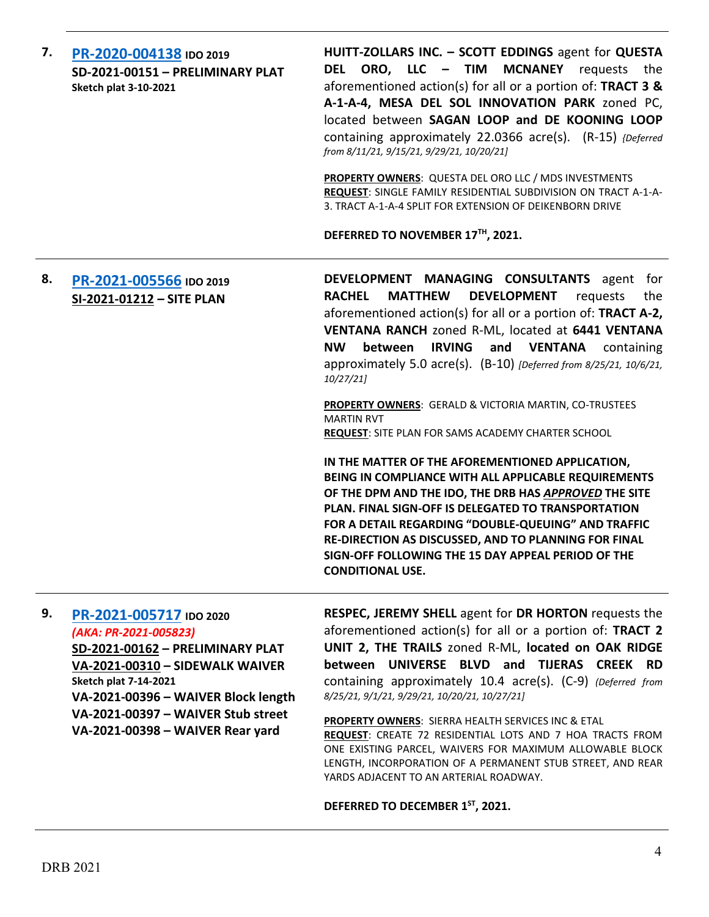**7.** **PR-2020-004138** **IDO 2019**
**SD-2021-00151 – PRELIMINARY PLAT**
**Sketch plat 3-10-2021**

**HUITT-ZOLLARS INC. – SCOTT EDDINGS** agent for **QUESTA DEL ORO, LLC – TIM MCNANEY** requests the aforementioned action(s) for all or a portion of: **TRACT 3 & A-1-A-4, MESA DEL SOL INNOVATION PARK** zoned PC, located between **SAGAN LOOP and DE KOONING LOOP** containing approximately 22.0366 acre(s). (R-15) *{Deferred from 8/11/21, 9/15/21, 9/29/21, 10/20/21]*

**PROPERTY OWNERS**: QUESTA DEL ORO LLC / MDS INVESTMENTS
**REQUEST**: SINGLE FAMILY RESIDENTIAL SUBDIVISION ON TRACT A-1-A-3. TRACT A-1-A-4 SPLIT FOR EXTENSION OF DEIKENBORN DRIVE

**DEFERRED TO NOVEMBER 17TH, 2021.**

---

**8.** **PR-2021-005566** **IDO 2019**
**SI-2021-01212 – SITE PLAN**

**DEVELOPMENT MANAGING CONSULTANTS** agent for **RACHEL MATTHEW DEVELOPMENT** requests the aforementioned action(s) for all or a portion of: **TRACT A-2, VENTANA RANCH** zoned R-ML, located at **6441 VENTANA NW between IRVING and VENTANA** containing approximately 5.0 acre(s). (B-10) *[Deferred from 8/25/21, 10/6/21, 10/27/21]*

**PROPERTY OWNERS**: GERALD & VICTORIA MARTIN, CO-TRUSTEES MARTIN RVT
**REQUEST**: SITE PLAN FOR SAMS ACADEMY CHARTER SCHOOL

**IN THE MATTER OF THE AFOREMENTIONED APPLICATION, BEING IN COMPLIANCE WITH ALL APPLICABLE REQUIREMENTS OF THE DPM AND THE IDO, THE DRB HAS *APPROVED* THE SITE PLAN. FINAL SIGN-OFF IS DELEGATED TO TRANSPORTATION FOR A DETAIL REGARDING "DOUBLE-QUEUING" AND TRAFFIC RE-DIRECTION AS DISCUSSED, AND TO PLANNING FOR FINAL SIGN-OFF FOLLOWING THE 15 DAY APPEAL PERIOD OF THE CONDITIONAL USE.**

---

**9.** **PR-2021-005717** **IDO 2020**
*(AKA: PR-2021-005823)*
**SD-2021-00162 – PRELIMINARY PLAT**
**VA-2021-00310 – SIDEWALK WAIVER**
**Sketch plat 7-14-2021**
**VA-2021-00396 – WAIVER Block length**
**VA-2021-00397 – WAIVER Stub street**
**VA-2021-00398 – WAIVER Rear yard**

**RESPEC, JEREMY SHELL** agent for **DR HORTON** requests the aforementioned action(s) for all or a portion of: **TRACT 2 UNIT 2, THE TRAILS** zoned R-ML, **located on OAK RIDGE between UNIVERSE BLVD and TIJERAS CREEK RD** containing approximately 10.4 acre(s). (C-9) *(Deferred from 8/25/21, 9/1/21, 9/29/21, 10/20/21, 10/27/21]*

**PROPERTY OWNERS**: SIERRA HEALTH SERVICES INC & ETAL
**REQUEST**: CREATE 72 RESIDENTIAL LOTS AND 7 HOA TRACTS FROM ONE EXISTING PARCEL, WAIVERS FOR MAXIMUM ALLOWABLE BLOCK LENGTH, INCORPORATION OF A PERMANENT STUB STREET, AND REAR YARDS ADJACENT TO AN ARTERIAL ROADWAY.

**DEFERRED TO DECEMBER 1ST, 2021.**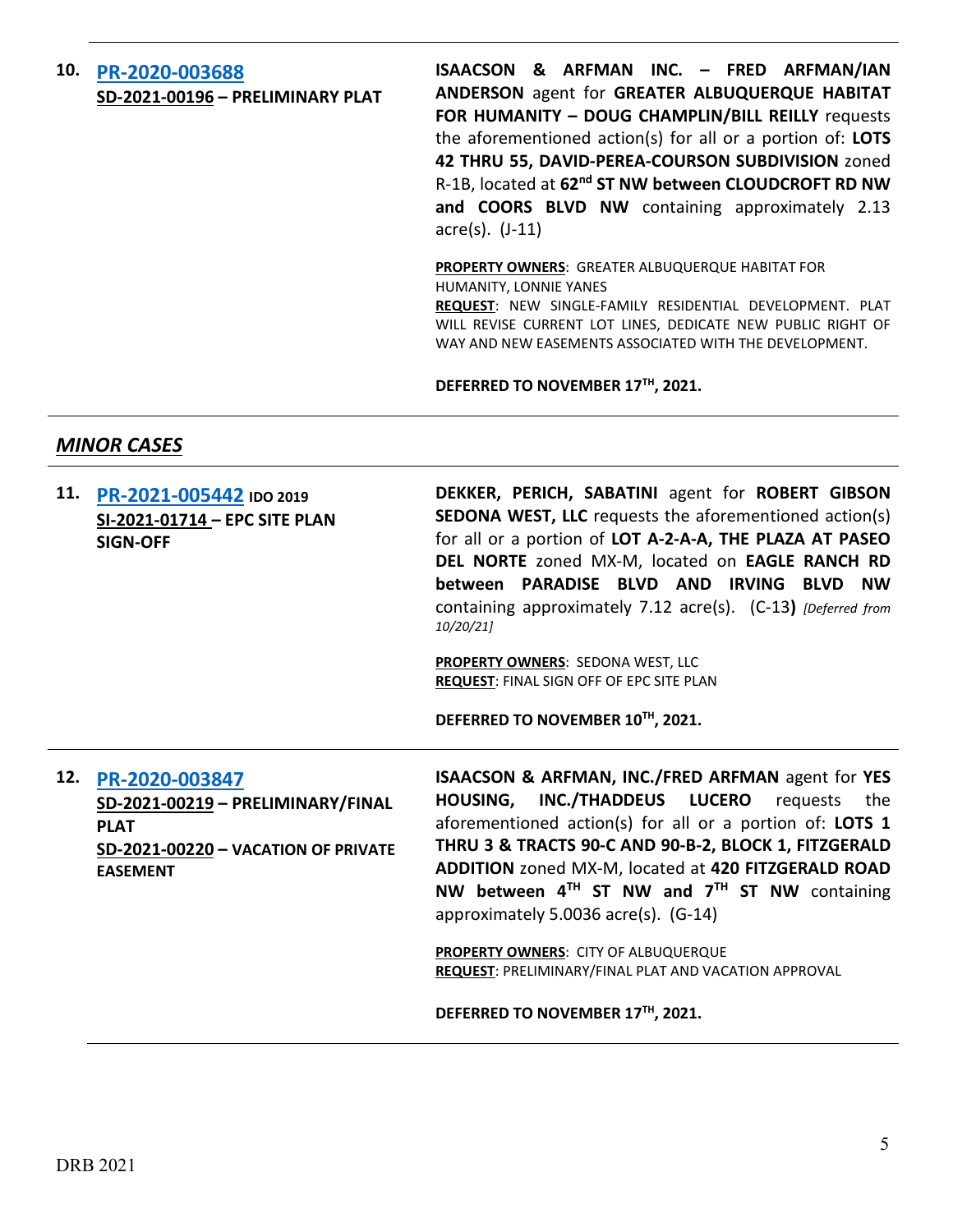**10.** **[PR-2020-003688](#)**
**SD-2021-00196 – PRELIMINARY PLAT**

**ISAACSON & ARFMAN INC. – FRED ARFMAN/IAN ANDERSON** agent for **GREATER ALBUQUERQUE HABITAT FOR HUMANITY – DOUG CHAMPLIN/BILL REILLY** requests the aforementioned action(s) for all or a portion of: **LOTS 42 THRU 55, DAVID-PEREA-COURSON SUBDIVISION** zoned R-1B, located at **62nd ST NW between CLOUDCROFT RD NW and COORS BLVD NW** containing approximately 2.13 acre(s). (J-11)

**PROPERTY OWNERS**: GREATER ALBUQUERQUE HABITAT FOR HUMANITY, LONNIE YANES
**REQUEST**: NEW SINGLE-FAMILY RESIDENTIAL DEVELOPMENT. PLAT WILL REVISE CURRENT LOT LINES, DEDICATE NEW PUBLIC RIGHT OF WAY AND NEW EASEMENTS ASSOCIATED WITH THE DEVELOPMENT.

**DEFERRED TO NOVEMBER 17TH, 2021.**

---

## *MINOR CASES*

**11.** **[PR-2021-005442](#) IDO 2019**
**SI-2021-01714 – EPC SITE PLAN SIGN-OFF**

**DEKKER, PERICH, SABATINI** agent for **ROBERT GIBSON SEDONA WEST, LLC** requests the aforementioned action(s) for all or a portion of **LOT A-2-A-A, THE PLAZA AT PASEO DEL NORTE** zoned MX-M, located on **EAGLE RANCH RD between PARADISE BLVD AND IRVING BLVD NW** containing approximately 7.12 acre(s). (C-13**)** *[Deferred from 10/20/21]*

**PROPERTY OWNERS**: SEDONA WEST, LLC
**REQUEST**: FINAL SIGN OFF OF EPC SITE PLAN

**DEFERRED TO NOVEMBER 10TH, 2021.**

---

**12.** **[PR-2020-003847](#)**
**SD-2021-00219 – PRELIMINARY/FINAL PLAT**
**SD-2021-00220 – VACATION OF PRIVATE EASEMENT**

**ISAACSON & ARFMAN, INC./FRED ARFMAN** agent for **YES HOUSING, INC./THADDEUS LUCERO** requests the aforementioned action(s) for all or a portion of: **LOTS 1 THRU 3 & TRACTS 90-C AND 90-B-2, BLOCK 1, FITZGERALD ADDITION** zoned MX-M, located at **420 FITZGERALD ROAD NW between 4TH ST NW and 7TH ST NW** containing approximately 5.0036 acre(s). (G-14)

**PROPERTY OWNERS**: CITY OF ALBUQUERQUE
**REQUEST**: PRELIMINARY/FINAL PLAT AND VACATION APPROVAL

**DEFERRED TO NOVEMBER 17TH, 2021.**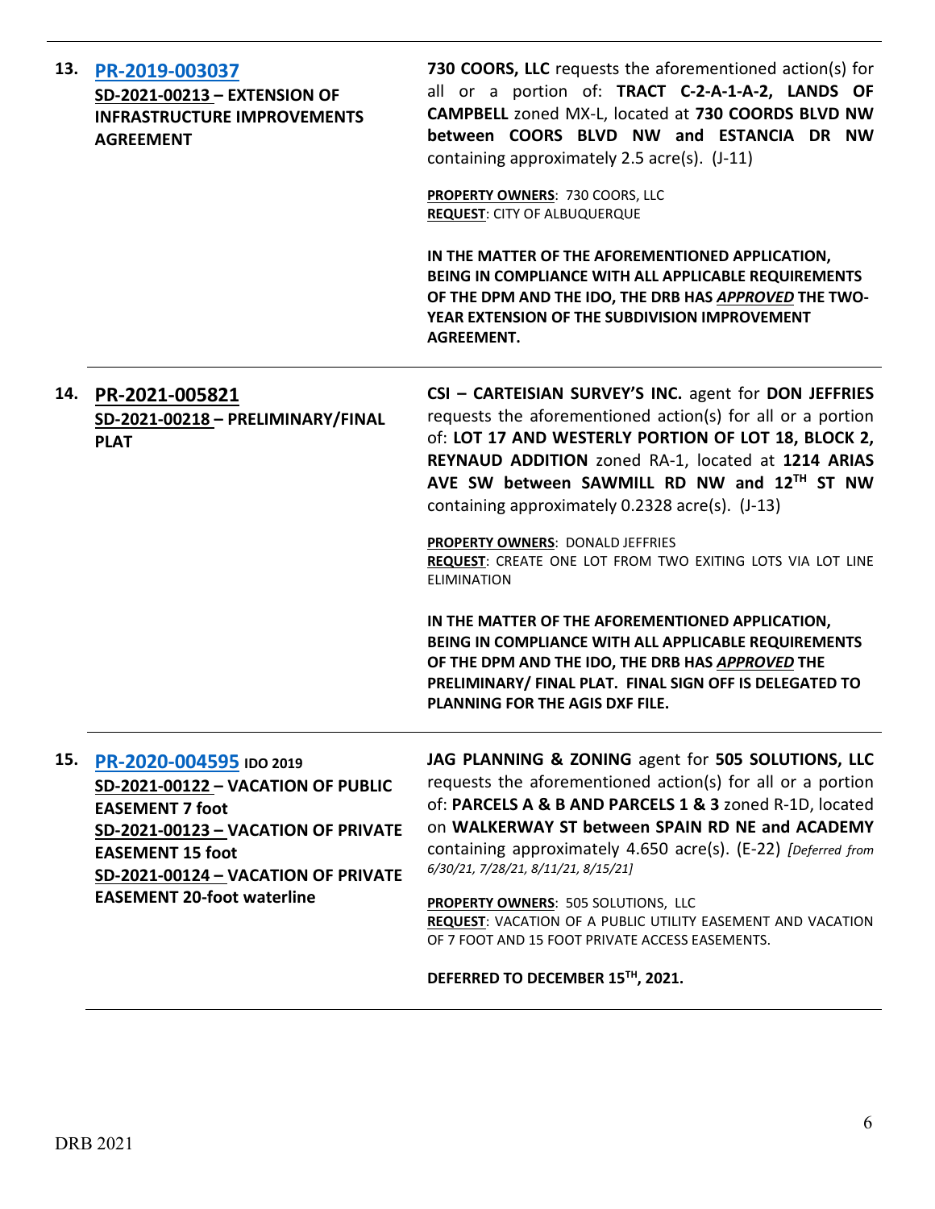**13.** **PR-2019-003037**
**SD-2021-00213 – EXTENSION OF INFRASTRUCTURE IMPROVEMENTS AGREEMENT**

**730 COORS, LLC** requests the aforementioned action(s) for all or a portion of: **TRACT C-2-A-1-A-2, LANDS OF CAMPBELL** zoned MX-L, located at **730 COORDS BLVD NW between COORS BLVD NW and ESTANCIA DR NW** containing approximately 2.5 acre(s). (J-11)

**PROPERTY OWNERS**: 730 COORS, LLC
**REQUEST**: CITY OF ALBUQUERQUE

**IN THE MATTER OF THE AFOREMENTIONED APPLICATION, BEING IN COMPLIANCE WITH ALL APPLICABLE REQUIREMENTS OF THE DPM AND THE IDO, THE DRB HAS *APPROVED* THE TWO-YEAR EXTENSION OF THE SUBDIVISION IMPROVEMENT AGREEMENT.**

---

**14.** **PR-2021-005821**
**SD-2021-00218 – PRELIMINARY/FINAL PLAT**

**CSI – CARTEISIAN SURVEY'S INC.** agent for **DON JEFFRIES** requests the aforementioned action(s) for all or a portion of: **LOT 17 AND WESTERLY PORTION OF LOT 18, BLOCK 2, REYNAUD ADDITION** zoned RA-1, located at **1214 ARIAS AVE SW between SAWMILL RD NW and 12TH ST NW** containing approximately 0.2328 acre(s). (J-13)

**PROPERTY OWNERS**: DONALD JEFFRIES
**REQUEST**: CREATE ONE LOT FROM TWO EXITING LOTS VIA LOT LINE ELIMINATION

**IN THE MATTER OF THE AFOREMENTIONED APPLICATION, BEING IN COMPLIANCE WITH ALL APPLICABLE REQUIREMENTS OF THE DPM AND THE IDO, THE DRB HAS *APPROVED* THE PRELIMINARY/ FINAL PLAT. FINAL SIGN OFF IS DELEGATED TO PLANNING FOR THE AGIS DXF FILE.**

---

**15.** **PR-2020-004595** **IDO 2019**
**SD-2021-00122 – VACATION OF PUBLIC EASEMENT 7 foot**
**SD-2021-00123 – VACATION OF PRIVATE EASEMENT 15 foot**
**SD-2021-00124 – VACATION OF PRIVATE EASEMENT 20-foot waterline**

**JAG PLANNING & ZONING** agent for **505 SOLUTIONS, LLC** requests the aforementioned action(s) for all or a portion of: **PARCELS A & B AND PARCELS 1 & 3** zoned R-1D, located on **WALKERWAY ST between SPAIN RD NE and ACADEMY** containing approximately 4.650 acre(s). (E-22) *[Deferred from 6/30/21, 7/28/21, 8/11/21, 8/15/21]*

**PROPERTY OWNERS**: 505 SOLUTIONS, LLC
**REQUEST**: VACATION OF A PUBLIC UTILITY EASEMENT AND VACATION OF 7 FOOT AND 15 FOOT PRIVATE ACCESS EASEMENTS.

**DEFERRED TO DECEMBER 15TH, 2021.**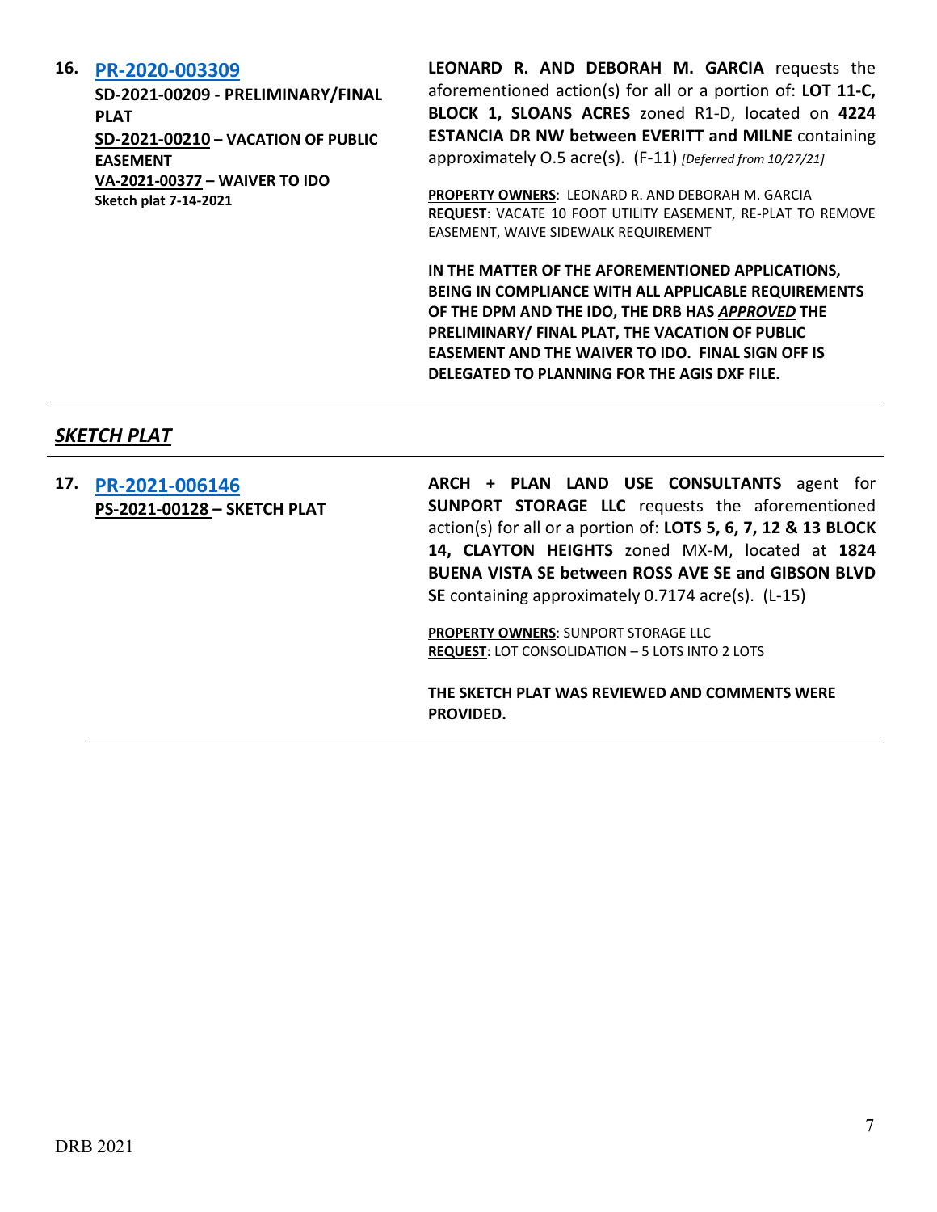16. **PR-2020-003309**
**SD-2021-00209 - PRELIMINARY/FINAL PLAT**
**SD-2021-00210 – VACATION OF PUBLIC EASEMENT**
**VA-2021-00377 – WAIVER TO IDO**
**Sketch plat 7-14-2021**

**LEONARD R. AND DEBORAH M. GARCIA** requests the aforementioned action(s) for all or a portion of: **LOT 11-C, BLOCK 1, SLOANS ACRES** zoned R1-D, located on **4224 ESTANCIA DR NW between EVERITT and MILNE** containing approximately O.5 acre(s). (F-11) *[Deferred from 10/27/21]*

**PROPERTY OWNERS**: LEONARD R. AND DEBORAH M. GARCIA
**REQUEST**: VACATE 10 FOOT UTILITY EASEMENT, RE-PLAT TO REMOVE EASEMENT, WAIVE SIDEWALK REQUIREMENT

**IN THE MATTER OF THE AFOREMENTIONED APPLICATIONS, BEING IN COMPLIANCE WITH ALL APPLICABLE REQUIREMENTS OF THE DPM AND THE IDO, THE DRB HAS *APPROVED* THE PRELIMINARY/ FINAL PLAT, THE VACATION OF PUBLIC EASEMENT AND THE WAIVER TO IDO. FINAL SIGN OFF IS DELEGATED TO PLANNING FOR THE AGIS DXF FILE.**

---

## *SKETCH PLAT*

17. **PR-2021-006146**
**PS-2021-00128 – SKETCH PLAT**

**ARCH + PLAN LAND USE CONSULTANTS** agent for **SUNPORT STORAGE LLC** requests the aforementioned action(s) for all or a portion of: **LOTS 5, 6, 7, 12 & 13 BLOCK 14, CLAYTON HEIGHTS** zoned MX-M, located at **1824 BUENA VISTA SE between ROSS AVE SE and GIBSON BLVD SE** containing approximately 0.7174 acre(s). (L-15)

**PROPERTY OWNERS**: SUNPORT STORAGE LLC
**REQUEST**: LOT CONSOLIDATION – 5 LOTS INTO 2 LOTS

**THE SKETCH PLAT WAS REVIEWED AND COMMENTS WERE PROVIDED.**

---

DRB 2021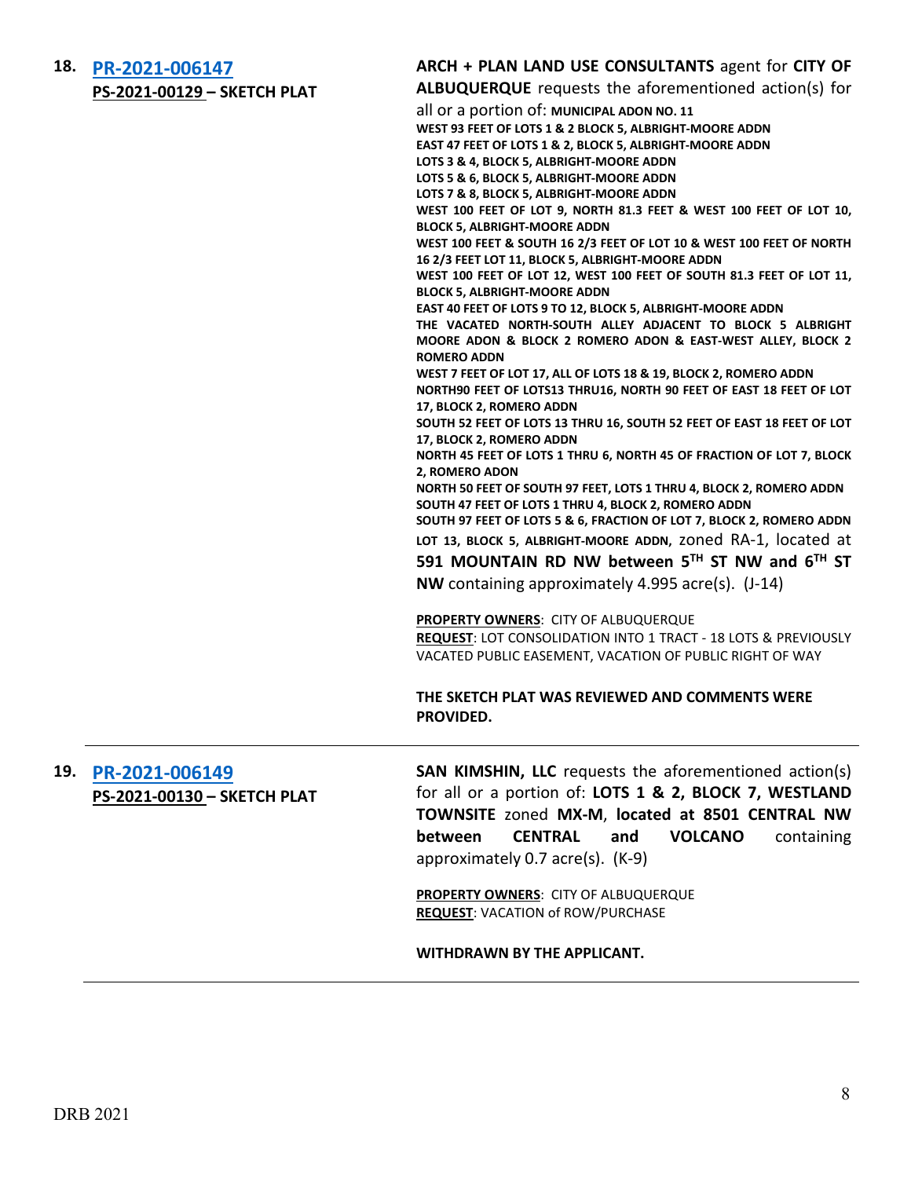**18. [PR-2021-006147](PR-2021-006147)**
**PS-2021-00129 – SKETCH PLAT**

**ARCH + PLAN LAND USE CONSULTANTS** agent for **CITY OF ALBUQUERQUE** requests the aforementioned action(s) for all or a portion of: **MUNICIPAL ADON NO. 11**
**WEST 93 FEET OF LOTS 1 & 2 BLOCK 5, ALBRIGHT-MOORE ADDN**
**EAST 47 FEET OF LOTS 1 & 2, BLOCK 5, ALBRIGHT-MOORE ADDN**
**LOTS 3 & 4, BLOCK 5, ALBRIGHT-MOORE ADDN**
**LOTS 5 & 6, BLOCK 5, ALBRIGHT-MOORE ADDN**
**LOTS 7 & 8, BLOCK 5, ALBRIGHT-MOORE ADDN**
**WEST 100 FEET OF LOT 9, NORTH 81.3 FEET & WEST 100 FEET OF LOT 10, BLOCK 5, ALBRIGHT-MOORE ADDN**
**WEST 100 FEET & SOUTH 16 2/3 FEET OF LOT 10 & WEST 100 FEET OF NORTH 16 2/3 FEET LOT 11, BLOCK 5, ALBRIGHT-MOORE ADDN**
**WEST 100 FEET OF LOT 12, WEST 100 FEET OF SOUTH 81.3 FEET OF LOT 11, BLOCK 5, ALBRIGHT-MOORE ADDN**
**EAST 40 FEET OF LOTS 9 TO 12, BLOCK 5, ALBRIGHT-MOORE ADDN**
**THE VACATED NORTH-SOUTH ALLEY ADJACENT TO BLOCK 5 ALBRIGHT MOORE ADON & BLOCK 2 ROMERO ADON & EAST-WEST ALLEY, BLOCK 2 ROMERO ADDN**
**WEST 7 FEET OF LOT 17, ALL OF LOTS 18 & 19, BLOCK 2, ROMERO ADDN**
**NORTH90 FEET OF LOTS13 THRU16, NORTH 90 FEET OF EAST 18 FEET OF LOT 17, BLOCK 2, ROMERO ADDN**
**SOUTH 52 FEET OF LOTS 13 THRU 16, SOUTH 52 FEET OF EAST 18 FEET OF LOT 17, BLOCK 2, ROMERO ADDN**
**NORTH 45 FEET OF LOTS 1 THRU 6, NORTH 45 OF FRACTION OF LOT 7, BLOCK 2, ROMERO ADON**
**NORTH 50 FEET OF SOUTH 97 FEET, LOTS 1 THRU 4, BLOCK 2, ROMERO ADDN**
**SOUTH 47 FEET OF LOTS 1 THRU 4, BLOCK 2, ROMERO ADDN**
**SOUTH 97 FEET OF LOTS 5 & 6, FRACTION OF LOT 7, BLOCK 2, ROMERO ADDN**
**LOT 13, BLOCK 5, ALBRIGHT-MOORE ADDN,** zoned RA-1, located at **591 MOUNTAIN RD NW between 5TH ST NW and 6TH ST NW** containing approximately 4.995 acre(s). (J-14)

**PROPERTY OWNERS**: CITY OF ALBUQUERQUE
**REQUEST**: LOT CONSOLIDATION INTO 1 TRACT - 18 LOTS & PREVIOUSLY VACATED PUBLIC EASEMENT, VACATION OF PUBLIC RIGHT OF WAY

**THE SKETCH PLAT WAS REVIEWED AND COMMENTS WERE PROVIDED.**

---

**19. [PR-2021-006149](PR-2021-006149)**
**PS-2021-00130 – SKETCH PLAT**

**SAN KIMSHIN, LLC** requests the aforementioned action(s) for all or a portion of: **LOTS 1 & 2, BLOCK 7, WESTLAND TOWNSITE** zoned **MX-M**, **located at 8501 CENTRAL NW between CENTRAL and VOLCANO** containing approximately 0.7 acre(s). (K-9)

**PROPERTY OWNERS**: CITY OF ALBUQUERQUE
**REQUEST**: VACATION of ROW/PURCHASE

**WITHDRAWN BY THE APPLICANT.**

---

DRB 2021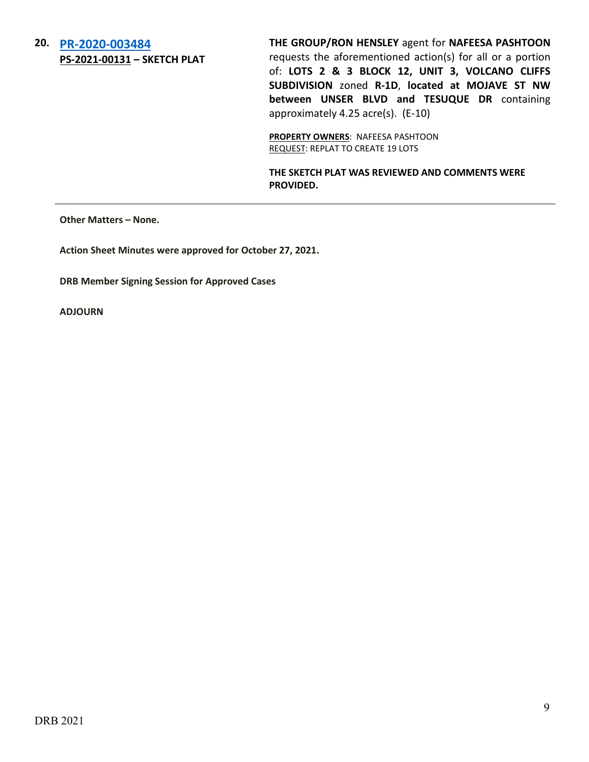**20. PR-2020-003484**
**PS-2021-00131 – SKETCH PLAT**

**THE GROUP/RON HENSLEY** agent for **NAFEESA PASHTOON** requests the aforementioned action(s) for all or a portion of: **LOTS 2 & 3 BLOCK 12, UNIT 3, VOLCANO CLIFFS SUBDIVISION** zoned **R-1D**, **located at MOJAVE ST NW between UNSER BLVD and TESUQUE DR** containing approximately 4.25 acre(s). (E-10)

**PROPERTY OWNERS**: NAFEESA PASHTOON
REQUEST: REPLAT TO CREATE 19 LOTS

**THE SKETCH PLAT WAS REVIEWED AND COMMENTS WERE PROVIDED.**

---

**Other Matters – None.**

**Action Sheet Minutes were approved for October 27, 2021.**

**DRB Member Signing Session for Approved Cases**

**ADJOURN**